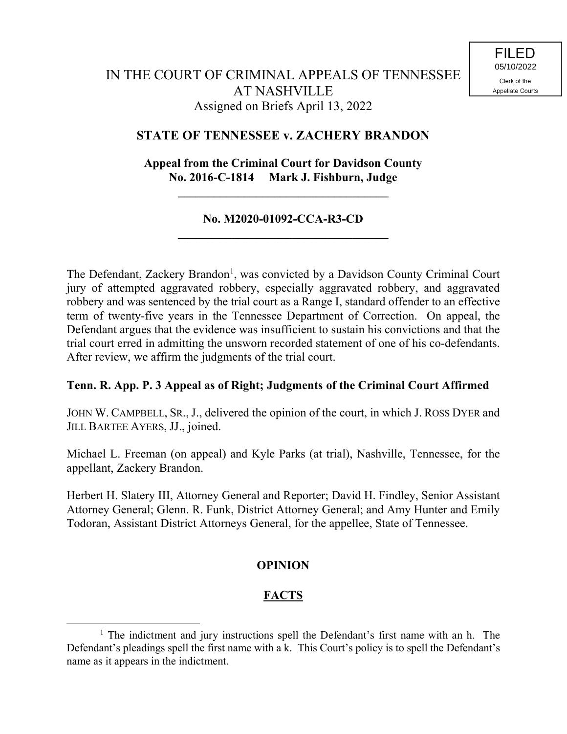FILED
05/10/2022
Clerk of the
Appellate Courts

IN THE COURT OF CRIMINAL APPEALS OF TENNESSEE
AT NASHVILLE
Assigned on Briefs April 13, 2022

**STATE OF TENNESSEE v. ZACHERY BRANDON**

**Appeal from the Criminal Court for Davidson County**
**No. 2016-C-1814 Mark J. Fishburn, Judge**

---

**No. M2020-01092-CCA-R3-CD**

---

The Defendant, Zackery Brandon[1], was convicted by a Davidson County Criminal Court jury of attempted aggravated robbery, especially aggravated robbery, and aggravated robbery and was sentenced by the trial court as a Range I, standard offender to an effective term of twenty-five years in the Tennessee Department of Correction. On appeal, the Defendant argues that the evidence was insufficient to sustain his convictions and that the trial court erred in admitting the unsworn recorded statement of one of his co-defendants. After review, we affirm the judgments of the trial court.

**Tenn. R. App. P. 3 Appeal as of Right; Judgments of the Criminal Court Affirmed**

JOHN W. CAMPBELL, SR., J., delivered the opinion of the court, in which J. ROSS DYER and JILL BARTEE AYERS, JJ., joined.

Michael L. Freeman (on appeal) and Kyle Parks (at trial), Nashville, Tennessee, for the appellant, Zackery Brandon.

Herbert H. Slatery III, Attorney General and Reporter; David H. Findley, Senior Assistant Attorney General; Glenn. R. Funk, District Attorney General; and Amy Hunter and Emily Todoran, Assistant District Attorneys General, for the appellee, State of Tennessee.

## OPINION

## FACTS

[1] The indictment and jury instructions spell the Defendant's first name with an h. The Defendant's pleadings spell the first name with a k. This Court's policy is to spell the Defendant's name as it appears in the indictment.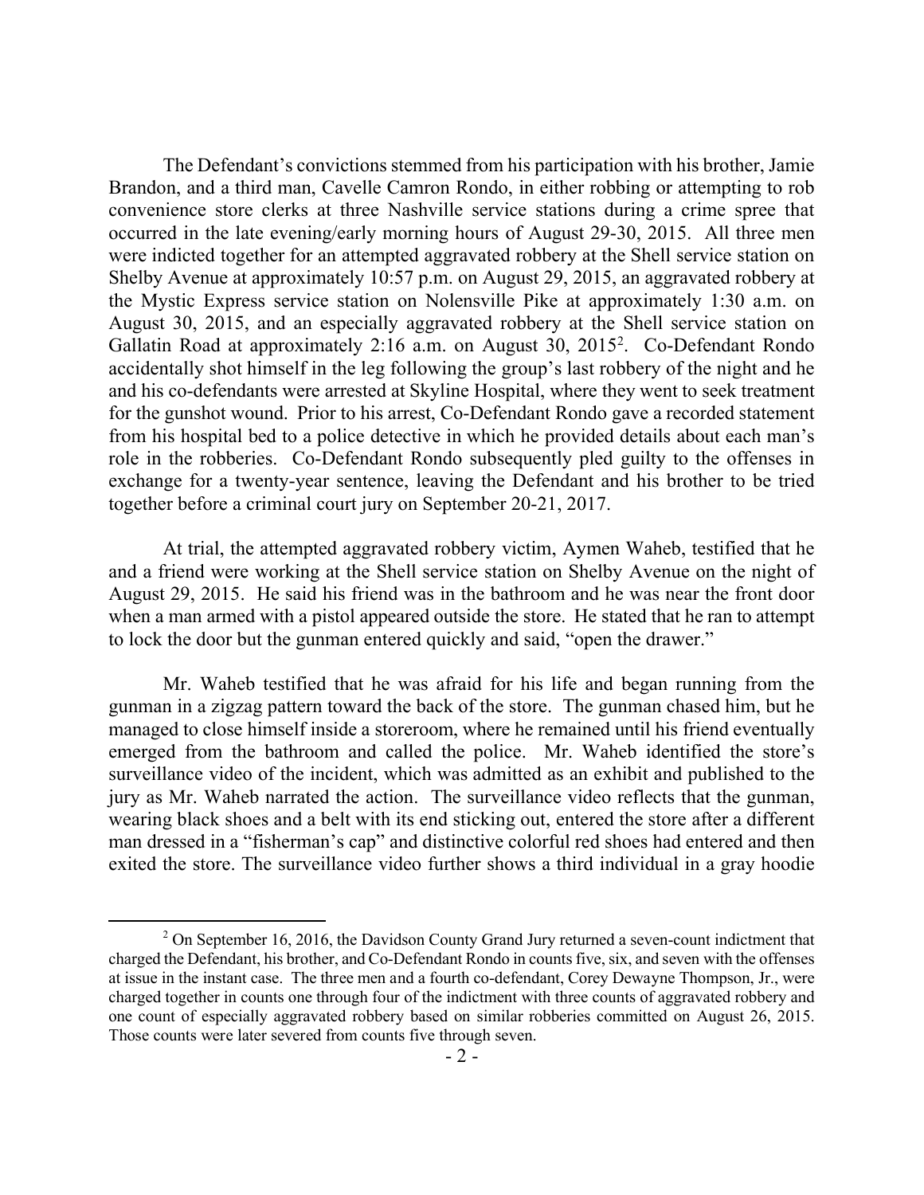The Defendant's convictions stemmed from his participation with his brother, Jamie Brandon, and a third man, Cavelle Camron Rondo, in either robbing or attempting to rob convenience store clerks at three Nashville service stations during a crime spree that occurred in the late evening/early morning hours of August 29-30, 2015. All three men were indicted together for an attempted aggravated robbery at the Shell service station on Shelby Avenue at approximately 10:57 p.m. on August 29, 2015, an aggravated robbery at the Mystic Express service station on Nolensville Pike at approximately 1:30 a.m. on August 30, 2015, and an especially aggravated robbery at the Shell service station on Gallatin Road at approximately 2:16 a.m. on August 30, 2015[2]. Co-Defendant Rondo accidentally shot himself in the leg following the group's last robbery of the night and he and his co-defendants were arrested at Skyline Hospital, where they went to seek treatment for the gunshot wound. Prior to his arrest, Co-Defendant Rondo gave a recorded statement from his hospital bed to a police detective in which he provided details about each man's role in the robberies. Co-Defendant Rondo subsequently pled guilty to the offenses in exchange for a twenty-year sentence, leaving the Defendant and his brother to be tried together before a criminal court jury on September 20-21, 2017.

At trial, the attempted aggravated robbery victim, Aymen Waheb, testified that he and a friend were working at the Shell service station on Shelby Avenue on the night of August 29, 2015. He said his friend was in the bathroom and he was near the front door when a man armed with a pistol appeared outside the store. He stated that he ran to attempt to lock the door but the gunman entered quickly and said, "open the drawer."

Mr. Waheb testified that he was afraid for his life and began running from the gunman in a zigzag pattern toward the back of the store. The gunman chased him, but he managed to close himself inside a storeroom, where he remained until his friend eventually emerged from the bathroom and called the police. Mr. Waheb identified the store's surveillance video of the incident, which was admitted as an exhibit and published to the jury as Mr. Waheb narrated the action. The surveillance video reflects that the gunman, wearing black shoes and a belt with its end sticking out, entered the store after a different man dressed in a "fisherman's cap" and distinctive colorful red shoes had entered and then exited the store. The surveillance video further shows a third individual in a gray hoodie

---

[2] On September 16, 2016, the Davidson County Grand Jury returned a seven-count indictment that charged the Defendant, his brother, and Co-Defendant Rondo in counts five, six, and seven with the offenses at issue in the instant case. The three men and a fourth co-defendant, Corey Dewayne Thompson, Jr., were charged together in counts one through four of the indictment with three counts of aggravated robbery and one count of especially aggravated robbery based on similar robberies committed on August 26, 2015. Those counts were later severed from counts five through seven.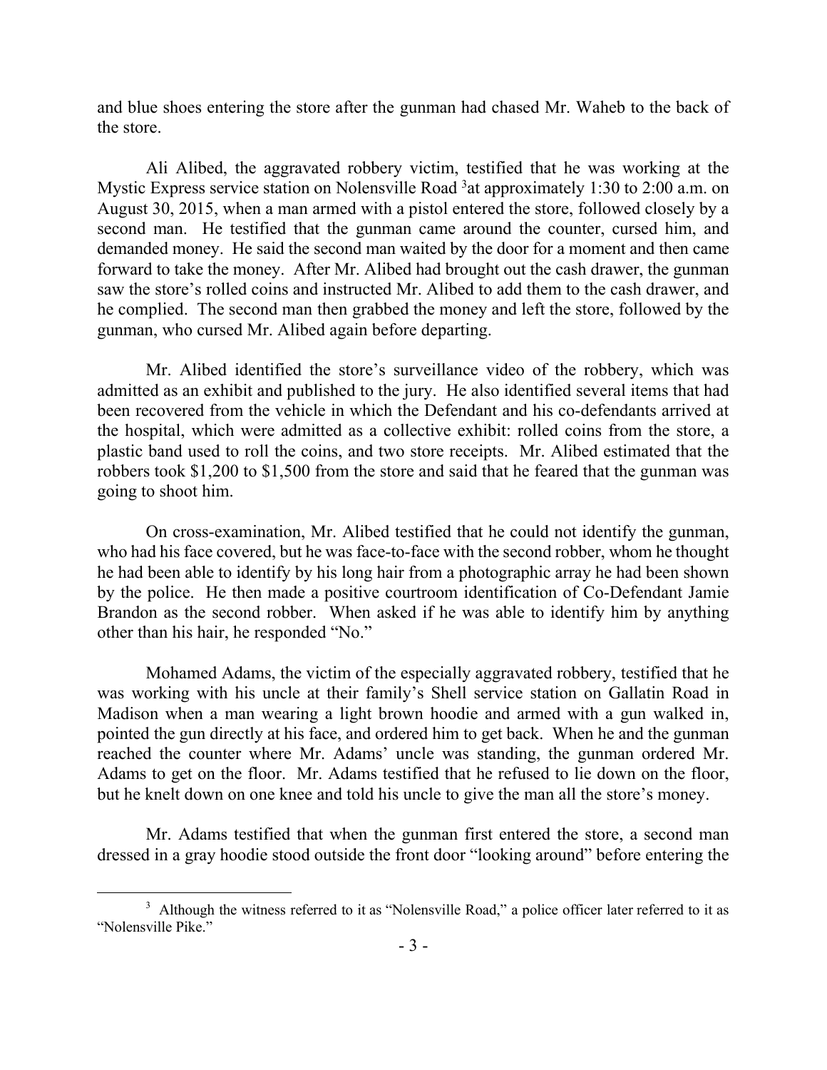and blue shoes entering the store after the gunman had chased Mr. Waheb to the back of the store.

Ali Alibed, the aggravated robbery victim, testified that he was working at the Mystic Express service station on Nolensville Road [3] at approximately 1:30 to 2:00 a.m. on August 30, 2015, when a man armed with a pistol entered the store, followed closely by a second man. He testified that the gunman came around the counter, cursed him, and demanded money. He said the second man waited by the door for a moment and then came forward to take the money. After Mr. Alibed had brought out the cash drawer, the gunman saw the store's rolled coins and instructed Mr. Alibed to add them to the cash drawer, and he complied. The second man then grabbed the money and left the store, followed by the gunman, who cursed Mr. Alibed again before departing.

Mr. Alibed identified the store's surveillance video of the robbery, which was admitted as an exhibit and published to the jury. He also identified several items that had been recovered from the vehicle in which the Defendant and his co-defendants arrived at the hospital, which were admitted as a collective exhibit: rolled coins from the store, a plastic band used to roll the coins, and two store receipts. Mr. Alibed estimated that the robbers took $1,200 to $1,500 from the store and said that he feared that the gunman was going to shoot him.

On cross-examination, Mr. Alibed testified that he could not identify the gunman, who had his face covered, but he was face-to-face with the second robber, whom he thought he had been able to identify by his long hair from a photographic array he had been shown by the police. He then made a positive courtroom identification of Co-Defendant Jamie Brandon as the second robber. When asked if he was able to identify him by anything other than his hair, he responded "No."

Mohamed Adams, the victim of the especially aggravated robbery, testified that he was working with his uncle at their family's Shell service station on Gallatin Road in Madison when a man wearing a light brown hoodie and armed with a gun walked in, pointed the gun directly at his face, and ordered him to get back. When he and the gunman reached the counter where Mr. Adams' uncle was standing, the gunman ordered Mr. Adams to get on the floor. Mr. Adams testified that he refused to lie down on the floor, but he knelt down on one knee and told his uncle to give the man all the store's money.

Mr. Adams testified that when the gunman first entered the store, a second man dressed in a gray hoodie stood outside the front door "looking around" before entering the

---

[3] Although the witness referred to it as "Nolensville Road," a police officer later referred to it as "Nolensville Pike."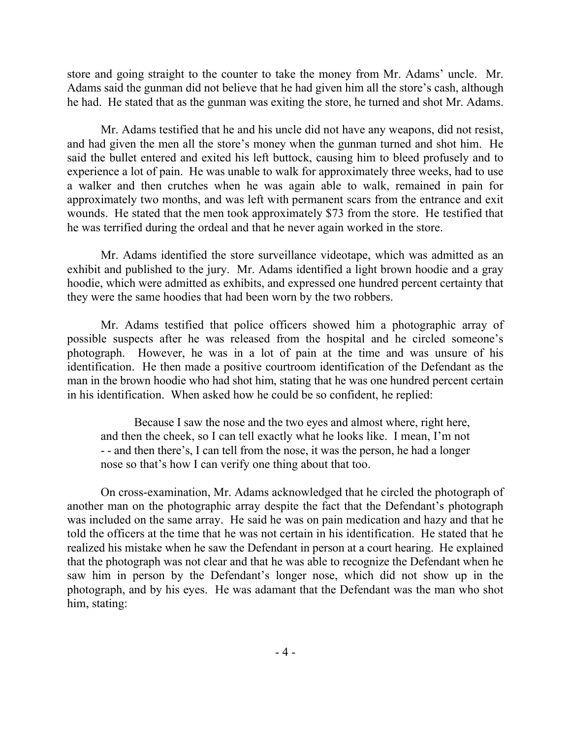store and going straight to the counter to take the money from Mr. Adams' uncle. Mr. Adams said the gunman did not believe that he had given him all the store's cash, although he had. He stated that as the gunman was exiting the store, he turned and shot Mr. Adams.

Mr. Adams testified that he and his uncle did not have any weapons, did not resist, and had given the men all the store's money when the gunman turned and shot him. He said the bullet entered and exited his left buttock, causing him to bleed profusely and to experience a lot of pain. He was unable to walk for approximately three weeks, had to use a walker and then crutches when he was again able to walk, remained in pain for approximately two months, and was left with permanent scars from the entrance and exit wounds. He stated that the men took approximately $73 from the store. He testified that he was terrified during the ordeal and that he never again worked in the store.

Mr. Adams identified the store surveillance videotape, which was admitted as an exhibit and published to the jury. Mr. Adams identified a light brown hoodie and a gray hoodie, which were admitted as exhibits, and expressed one hundred percent certainty that they were the same hoodies that had been worn by the two robbers.

Mr. Adams testified that police officers showed him a photographic array of possible suspects after he was released from the hospital and he circled someone's photograph. However, he was in a lot of pain at the time and was unsure of his identification. He then made a positive courtroom identification of the Defendant as the man in the brown hoodie who had shot him, stating that he was one hundred percent certain in his identification. When asked how he could be so confident, he replied:

> Because I saw the nose and the two eyes and almost where, right here, and then the cheek, so I can tell exactly what he looks like. I mean, I'm not - - and then there's, I can tell from the nose, it was the person, he had a longer nose so that's how I can verify one thing about that too.

On cross-examination, Mr. Adams acknowledged that he circled the photograph of another man on the photographic array despite the fact that the Defendant's photograph was included on the same array. He said he was on pain medication and hazy and that he told the officers at the time that he was not certain in his identification. He stated that he realized his mistake when he saw the Defendant in person at a court hearing. He explained that the photograph was not clear and that he was able to recognize the Defendant when he saw him in person by the Defendant's longer nose, which did not show up in the photograph, and by his eyes. He was adamant that the Defendant was the man who shot him, stating: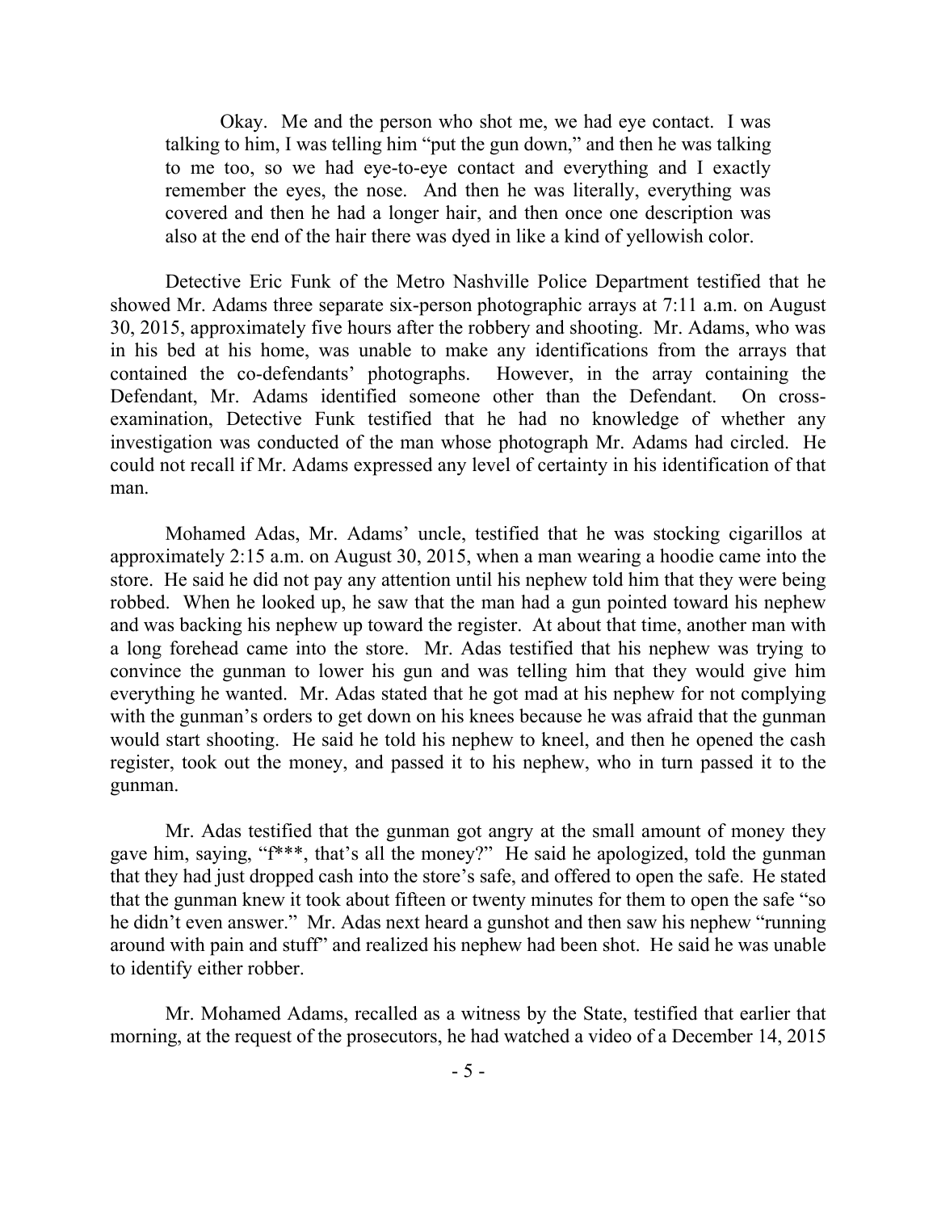> Okay. Me and the person who shot me, we had eye contact. I was talking to him, I was telling him "put the gun down," and then he was talking to me too, so we had eye-to-eye contact and everything and I exactly remember the eyes, the nose. And then he was literally, everything was covered and then he had a longer hair, and then once one description was also at the end of the hair there was dyed in like a kind of yellowish color.

Detective Eric Funk of the Metro Nashville Police Department testified that he showed Mr. Adams three separate six-person photographic arrays at 7:11 a.m. on August 30, 2015, approximately five hours after the robbery and shooting. Mr. Adams, who was in his bed at his home, was unable to make any identifications from the arrays that contained the co-defendants' photographs. However, in the array containing the Defendant, Mr. Adams identified someone other than the Defendant. On cross-examination, Detective Funk testified that he had no knowledge of whether any investigation was conducted of the man whose photograph Mr. Adams had circled. He could not recall if Mr. Adams expressed any level of certainty in his identification of that man.

Mohamed Adas, Mr. Adams' uncle, testified that he was stocking cigarillos at approximately 2:15 a.m. on August 30, 2015, when a man wearing a hoodie came into the store. He said he did not pay any attention until his nephew told him that they were being robbed. When he looked up, he saw that the man had a gun pointed toward his nephew and was backing his nephew up toward the register. At about that time, another man with a long forehead came into the store. Mr. Adas testified that his nephew was trying to convince the gunman to lower his gun and was telling him that they would give him everything he wanted. Mr. Adas stated that he got mad at his nephew for not complying with the gunman's orders to get down on his knees because he was afraid that the gunman would start shooting. He said he told his nephew to kneel, and then he opened the cash register, took out the money, and passed it to his nephew, who in turn passed it to the gunman.

Mr. Adas testified that the gunman got angry at the small amount of money they gave him, saying, "f***, that's all the money?" He said he apologized, told the gunman that they had just dropped cash into the store's safe, and offered to open the safe. He stated that the gunman knew it took about fifteen or twenty minutes for them to open the safe "so he didn't even answer." Mr. Adas next heard a gunshot and then saw his nephew "running around with pain and stuff" and realized his nephew had been shot. He said he was unable to identify either robber.

Mr. Mohamed Adams, recalled as a witness by the State, testified that earlier that morning, at the request of the prosecutors, he had watched a video of a December 14, 2015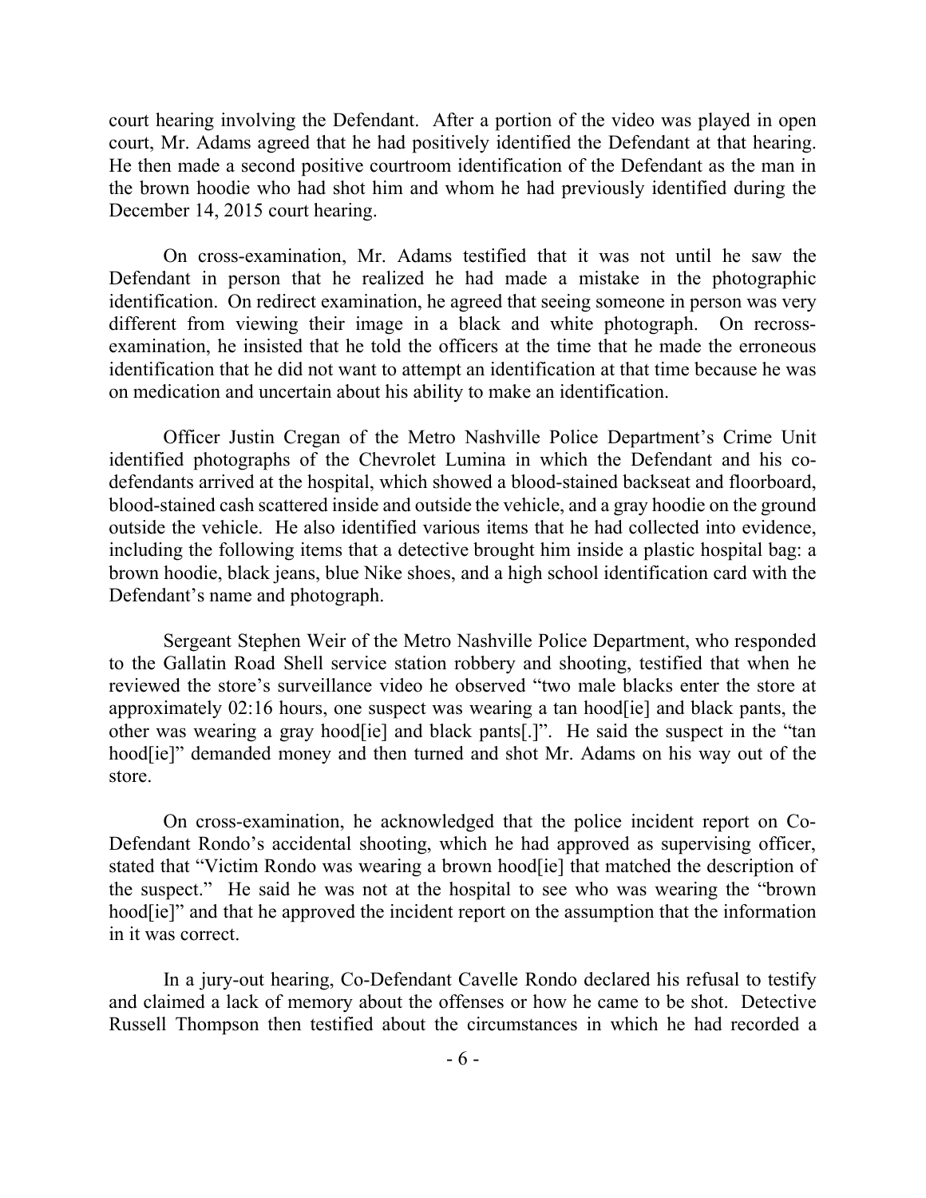court hearing involving the Defendant. After a portion of the video was played in open court, Mr. Adams agreed that he had positively identified the Defendant at that hearing. He then made a second positive courtroom identification of the Defendant as the man in the brown hoodie who had shot him and whom he had previously identified during the December 14, 2015 court hearing.

On cross-examination, Mr. Adams testified that it was not until he saw the Defendant in person that he realized he had made a mistake in the photographic identification. On redirect examination, he agreed that seeing someone in person was very different from viewing their image in a black and white photograph. On recross-examination, he insisted that he told the officers at the time that he made the erroneous identification that he did not want to attempt an identification at that time because he was on medication and uncertain about his ability to make an identification.

Officer Justin Cregan of the Metro Nashville Police Department's Crime Unit identified photographs of the Chevrolet Lumina in which the Defendant and his co-defendants arrived at the hospital, which showed a blood-stained backseat and floorboard, blood-stained cash scattered inside and outside the vehicle, and a gray hoodie on the ground outside the vehicle. He also identified various items that he had collected into evidence, including the following items that a detective brought him inside a plastic hospital bag: a brown hoodie, black jeans, blue Nike shoes, and a high school identification card with the Defendant's name and photograph.

Sergeant Stephen Weir of the Metro Nashville Police Department, who responded to the Gallatin Road Shell service station robbery and shooting, testified that when he reviewed the store's surveillance video he observed "two male blacks enter the store at approximately 02:16 hours, one suspect was wearing a tan hood[ie] and black pants, the other was wearing a gray hood[ie] and black pants[.]". He said the suspect in the "tan hood[ie]" demanded money and then turned and shot Mr. Adams on his way out of the store.

On cross-examination, he acknowledged that the police incident report on Co-Defendant Rondo's accidental shooting, which he had approved as supervising officer, stated that "Victim Rondo was wearing a brown hood[ie] that matched the description of the suspect." He said he was not at the hospital to see who was wearing the "brown hood[ie]" and that he approved the incident report on the assumption that the information in it was correct.

In a jury-out hearing, Co-Defendant Cavelle Rondo declared his refusal to testify and claimed a lack of memory about the offenses or how he came to be shot. Detective Russell Thompson then testified about the circumstances in which he had recorded a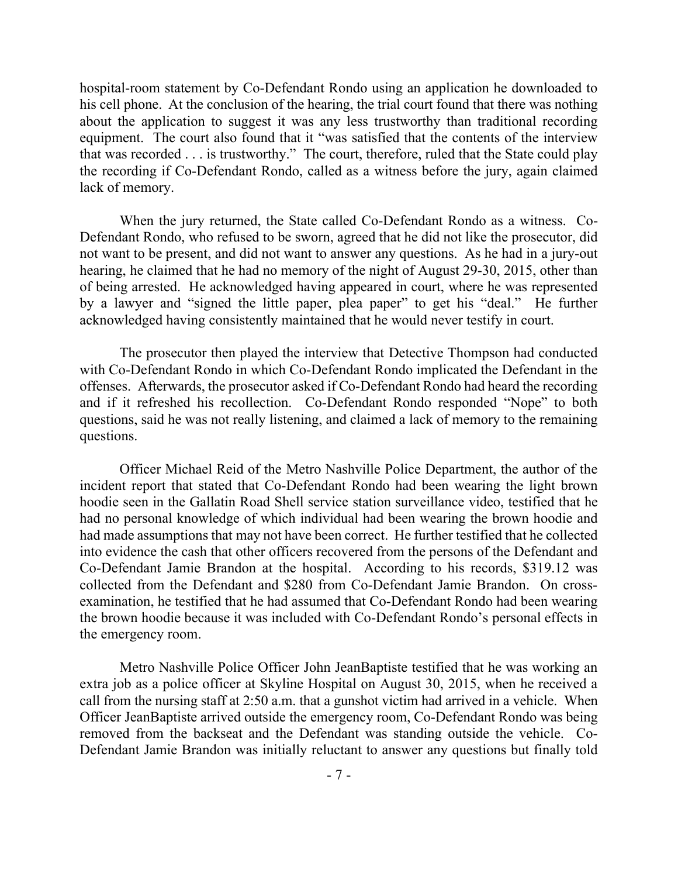hospital-room statement by Co-Defendant Rondo using an application he downloaded to his cell phone. At the conclusion of the hearing, the trial court found that there was nothing about the application to suggest it was any less trustworthy than traditional recording equipment. The court also found that it "was satisfied that the contents of the interview that was recorded . . . is trustworthy." The court, therefore, ruled that the State could play the recording if Co-Defendant Rondo, called as a witness before the jury, again claimed lack of memory.

When the jury returned, the State called Co-Defendant Rondo as a witness. Co-Defendant Rondo, who refused to be sworn, agreed that he did not like the prosecutor, did not want to be present, and did not want to answer any questions. As he had in a jury-out hearing, he claimed that he had no memory of the night of August 29-30, 2015, other than of being arrested. He acknowledged having appeared in court, where he was represented by a lawyer and "signed the little paper, plea paper" to get his "deal." He further acknowledged having consistently maintained that he would never testify in court.

The prosecutor then played the interview that Detective Thompson had conducted with Co-Defendant Rondo in which Co-Defendant Rondo implicated the Defendant in the offenses. Afterwards, the prosecutor asked if Co-Defendant Rondo had heard the recording and if it refreshed his recollection. Co-Defendant Rondo responded "Nope" to both questions, said he was not really listening, and claimed a lack of memory to the remaining questions.

Officer Michael Reid of the Metro Nashville Police Department, the author of the incident report that stated that Co-Defendant Rondo had been wearing the light brown hoodie seen in the Gallatin Road Shell service station surveillance video, testified that he had no personal knowledge of which individual had been wearing the brown hoodie and had made assumptions that may not have been correct. He further testified that he collected into evidence the cash that other officers recovered from the persons of the Defendant and Co-Defendant Jamie Brandon at the hospital. According to his records, $319.12 was collected from the Defendant and $280 from Co-Defendant Jamie Brandon. On cross-examination, he testified that he had assumed that Co-Defendant Rondo had been wearing the brown hoodie because it was included with Co-Defendant Rondo's personal effects in the emergency room.

Metro Nashville Police Officer John JeanBaptiste testified that he was working an extra job as a police officer at Skyline Hospital on August 30, 2015, when he received a call from the nursing staff at 2:50 a.m. that a gunshot victim had arrived in a vehicle. When Officer JeanBaptiste arrived outside the emergency room, Co-Defendant Rondo was being removed from the backseat and the Defendant was standing outside the vehicle. Co-Defendant Jamie Brandon was initially reluctant to answer any questions but finally told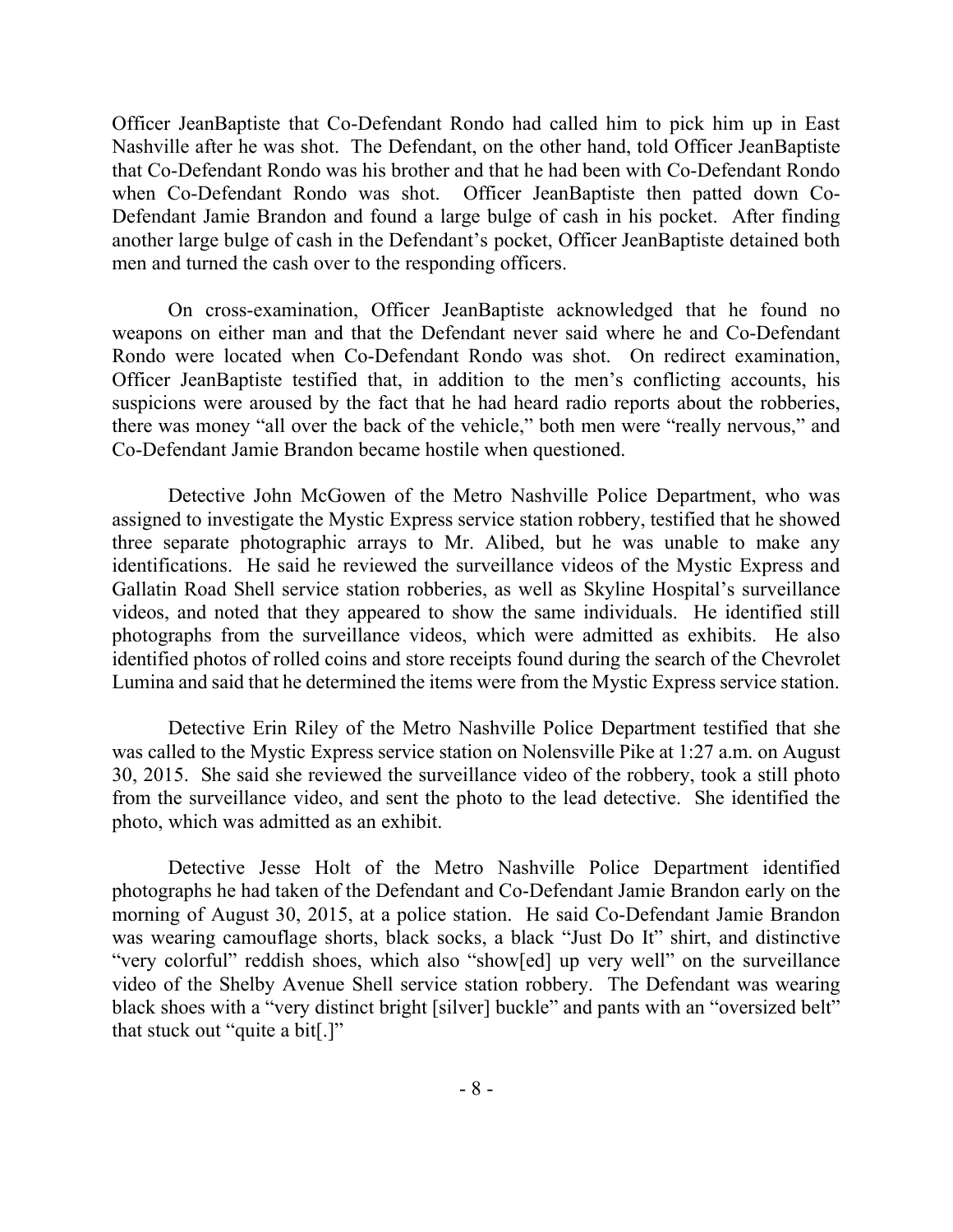Officer JeanBaptiste that Co-Defendant Rondo had called him to pick him up in East Nashville after he was shot. The Defendant, on the other hand, told Officer JeanBaptiste that Co-Defendant Rondo was his brother and that he had been with Co-Defendant Rondo when Co-Defendant Rondo was shot. Officer JeanBaptiste then patted down Co-Defendant Jamie Brandon and found a large bulge of cash in his pocket. After finding another large bulge of cash in the Defendant's pocket, Officer JeanBaptiste detained both men and turned the cash over to the responding officers.

On cross-examination, Officer JeanBaptiste acknowledged that he found no weapons on either man and that the Defendant never said where he and Co-Defendant Rondo were located when Co-Defendant Rondo was shot. On redirect examination, Officer JeanBaptiste testified that, in addition to the men's conflicting accounts, his suspicions were aroused by the fact that he had heard radio reports about the robberies, there was money "all over the back of the vehicle," both men were "really nervous," and Co-Defendant Jamie Brandon became hostile when questioned.

Detective John McGowen of the Metro Nashville Police Department, who was assigned to investigate the Mystic Express service station robbery, testified that he showed three separate photographic arrays to Mr. Alibed, but he was unable to make any identifications. He said he reviewed the surveillance videos of the Mystic Express and Gallatin Road Shell service station robberies, as well as Skyline Hospital's surveillance videos, and noted that they appeared to show the same individuals. He identified still photographs from the surveillance videos, which were admitted as exhibits. He also identified photos of rolled coins and store receipts found during the search of the Chevrolet Lumina and said that he determined the items were from the Mystic Express service station.

Detective Erin Riley of the Metro Nashville Police Department testified that she was called to the Mystic Express service station on Nolensville Pike at 1:27 a.m. on August 30, 2015. She said she reviewed the surveillance video of the robbery, took a still photo from the surveillance video, and sent the photo to the lead detective. She identified the photo, which was admitted as an exhibit.

Detective Jesse Holt of the Metro Nashville Police Department identified photographs he had taken of the Defendant and Co-Defendant Jamie Brandon early on the morning of August 30, 2015, at a police station. He said Co-Defendant Jamie Brandon was wearing camouflage shorts, black socks, a black "Just Do It" shirt, and distinctive "very colorful" reddish shoes, which also "show[ed] up very well" on the surveillance video of the Shelby Avenue Shell service station robbery. The Defendant was wearing black shoes with a "very distinct bright [silver] buckle" and pants with an "oversized belt" that stuck out "quite a bit[.]"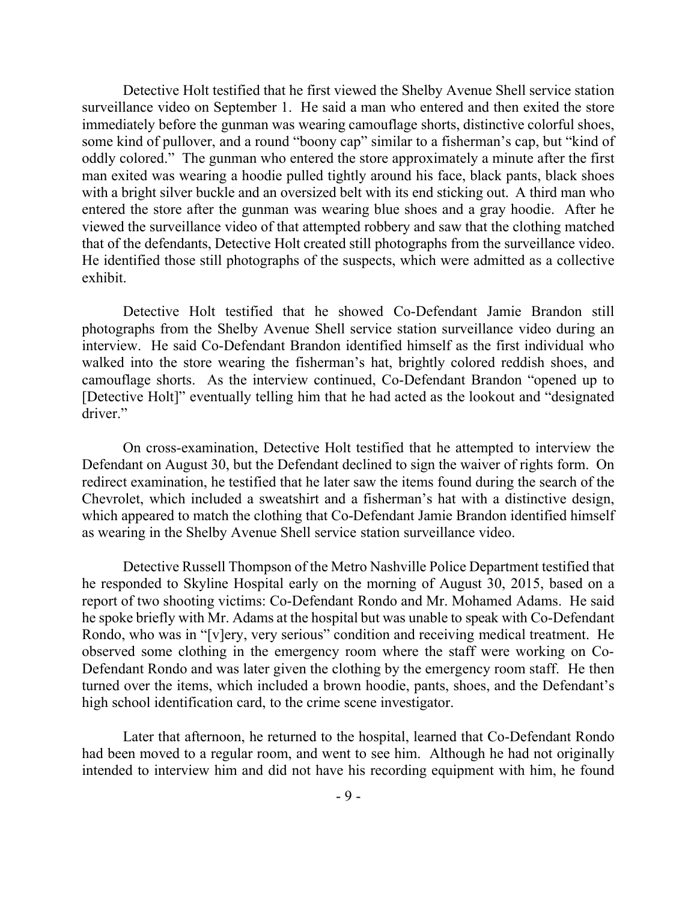Detective Holt testified that he first viewed the Shelby Avenue Shell service station surveillance video on September 1. He said a man who entered and then exited the store immediately before the gunman was wearing camouflage shorts, distinctive colorful shoes, some kind of pullover, and a round "boony cap" similar to a fisherman's cap, but "kind of oddly colored." The gunman who entered the store approximately a minute after the first man exited was wearing a hoodie pulled tightly around his face, black pants, black shoes with a bright silver buckle and an oversized belt with its end sticking out. A third man who entered the store after the gunman was wearing blue shoes and a gray hoodie. After he viewed the surveillance video of that attempted robbery and saw that the clothing matched that of the defendants, Detective Holt created still photographs from the surveillance video. He identified those still photographs of the suspects, which were admitted as a collective exhibit.

Detective Holt testified that he showed Co-Defendant Jamie Brandon still photographs from the Shelby Avenue Shell service station surveillance video during an interview. He said Co-Defendant Brandon identified himself as the first individual who walked into the store wearing the fisherman's hat, brightly colored reddish shoes, and camouflage shorts. As the interview continued, Co-Defendant Brandon "opened up to [Detective Holt]" eventually telling him that he had acted as the lookout and "designated driver."

On cross-examination, Detective Holt testified that he attempted to interview the Defendant on August 30, but the Defendant declined to sign the waiver of rights form. On redirect examination, he testified that he later saw the items found during the search of the Chevrolet, which included a sweatshirt and a fisherman's hat with a distinctive design, which appeared to match the clothing that Co-Defendant Jamie Brandon identified himself as wearing in the Shelby Avenue Shell service station surveillance video.

Detective Russell Thompson of the Metro Nashville Police Department testified that he responded to Skyline Hospital early on the morning of August 30, 2015, based on a report of two shooting victims: Co-Defendant Rondo and Mr. Mohamed Adams. He said he spoke briefly with Mr. Adams at the hospital but was unable to speak with Co-Defendant Rondo, who was in "[v]ery, very serious" condition and receiving medical treatment. He observed some clothing in the emergency room where the staff were working on Co-Defendant Rondo and was later given the clothing by the emergency room staff. He then turned over the items, which included a brown hoodie, pants, shoes, and the Defendant's high school identification card, to the crime scene investigator.

Later that afternoon, he returned to the hospital, learned that Co-Defendant Rondo had been moved to a regular room, and went to see him. Although he had not originally intended to interview him and did not have his recording equipment with him, he found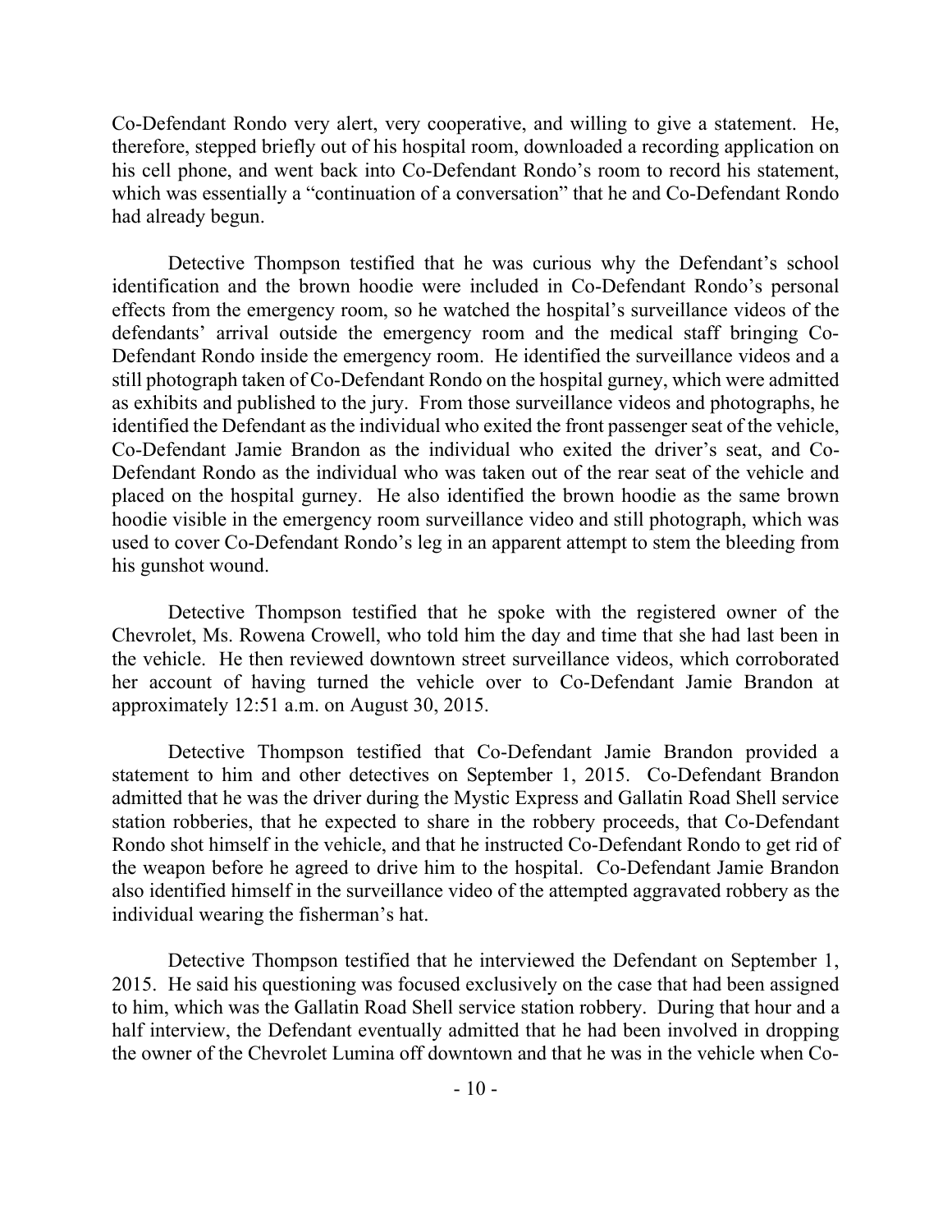Co-Defendant Rondo very alert, very cooperative, and willing to give a statement. He, therefore, stepped briefly out of his hospital room, downloaded a recording application on his cell phone, and went back into Co-Defendant Rondo's room to record his statement, which was essentially a "continuation of a conversation" that he and Co-Defendant Rondo had already begun.

Detective Thompson testified that he was curious why the Defendant's school identification and the brown hoodie were included in Co-Defendant Rondo's personal effects from the emergency room, so he watched the hospital's surveillance videos of the defendants' arrival outside the emergency room and the medical staff bringing Co-Defendant Rondo inside the emergency room. He identified the surveillance videos and a still photograph taken of Co-Defendant Rondo on the hospital gurney, which were admitted as exhibits and published to the jury. From those surveillance videos and photographs, he identified the Defendant as the individual who exited the front passenger seat of the vehicle, Co-Defendant Jamie Brandon as the individual who exited the driver's seat, and Co-Defendant Rondo as the individual who was taken out of the rear seat of the vehicle and placed on the hospital gurney. He also identified the brown hoodie as the same brown hoodie visible in the emergency room surveillance video and still photograph, which was used to cover Co-Defendant Rondo's leg in an apparent attempt to stem the bleeding from his gunshot wound.

Detective Thompson testified that he spoke with the registered owner of the Chevrolet, Ms. Rowena Crowell, who told him the day and time that she had last been in the vehicle. He then reviewed downtown street surveillance videos, which corroborated her account of having turned the vehicle over to Co-Defendant Jamie Brandon at approximately 12:51 a.m. on August 30, 2015.

Detective Thompson testified that Co-Defendant Jamie Brandon provided a statement to him and other detectives on September 1, 2015. Co-Defendant Brandon admitted that he was the driver during the Mystic Express and Gallatin Road Shell service station robberies, that he expected to share in the robbery proceeds, that Co-Defendant Rondo shot himself in the vehicle, and that he instructed Co-Defendant Rondo to get rid of the weapon before he agreed to drive him to the hospital. Co-Defendant Jamie Brandon also identified himself in the surveillance video of the attempted aggravated robbery as the individual wearing the fisherman's hat.

Detective Thompson testified that he interviewed the Defendant on September 1, 2015. He said his questioning was focused exclusively on the case that had been assigned to him, which was the Gallatin Road Shell service station robbery. During that hour and a half interview, the Defendant eventually admitted that he had been involved in dropping the owner of the Chevrolet Lumina off downtown and that he was in the vehicle when Co-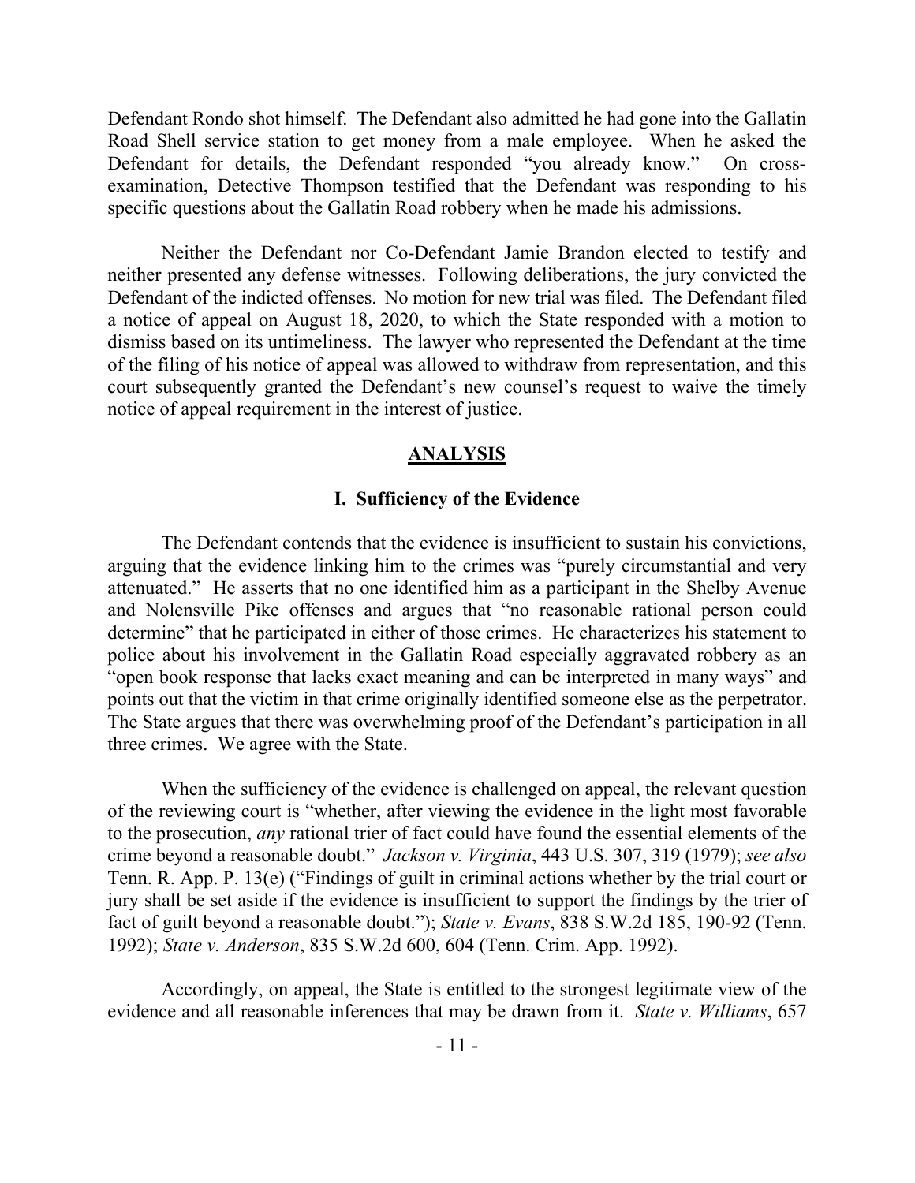Defendant Rondo shot himself. The Defendant also admitted he had gone into the Gallatin Road Shell service station to get money from a male employee. When he asked the Defendant for details, the Defendant responded "you already know." On cross-examination, Detective Thompson testified that the Defendant was responding to his specific questions about the Gallatin Road robbery when he made his admissions.

Neither the Defendant nor Co-Defendant Jamie Brandon elected to testify and neither presented any defense witnesses. Following deliberations, the jury convicted the Defendant of the indicted offenses. No motion for new trial was filed. The Defendant filed a notice of appeal on August 18, 2020, to which the State responded with a motion to dismiss based on its untimeliness. The lawyer who represented the Defendant at the time of the filing of his notice of appeal was allowed to withdraw from representation, and this court subsequently granted the Defendant's new counsel's request to waive the timely notice of appeal requirement in the interest of justice.

## ANALYSIS

### I. Sufficiency of the Evidence

The Defendant contends that the evidence is insufficient to sustain his convictions, arguing that the evidence linking him to the crimes was "purely circumstantial and very attenuated." He asserts that no one identified him as a participant in the Shelby Avenue and Nolensville Pike offenses and argues that "no reasonable rational person could determine" that he participated in either of those crimes. He characterizes his statement to police about his involvement in the Gallatin Road especially aggravated robbery as an "open book response that lacks exact meaning and can be interpreted in many ways" and points out that the victim in that crime originally identified someone else as the perpetrator. The State argues that there was overwhelming proof of the Defendant's participation in all three crimes. We agree with the State.

When the sufficiency of the evidence is challenged on appeal, the relevant question of the reviewing court is "whether, after viewing the evidence in the light most favorable to the prosecution, *any* rational trier of fact could have found the essential elements of the crime beyond a reasonable doubt." *Jackson v. Virginia*, 443 U.S. 307, 319 (1979); *see also* Tenn. R. App. P. 13(e) ("Findings of guilt in criminal actions whether by the trial court or jury shall be set aside if the evidence is insufficient to support the findings by the trier of fact of guilt beyond a reasonable doubt."); *State v. Evans*, 838 S.W.2d 185, 190-92 (Tenn. 1992); *State v. Anderson*, 835 S.W.2d 600, 604 (Tenn. Crim. App. 1992).

Accordingly, on appeal, the State is entitled to the strongest legitimate view of the evidence and all reasonable inferences that may be drawn from it. *State v. Williams*, 657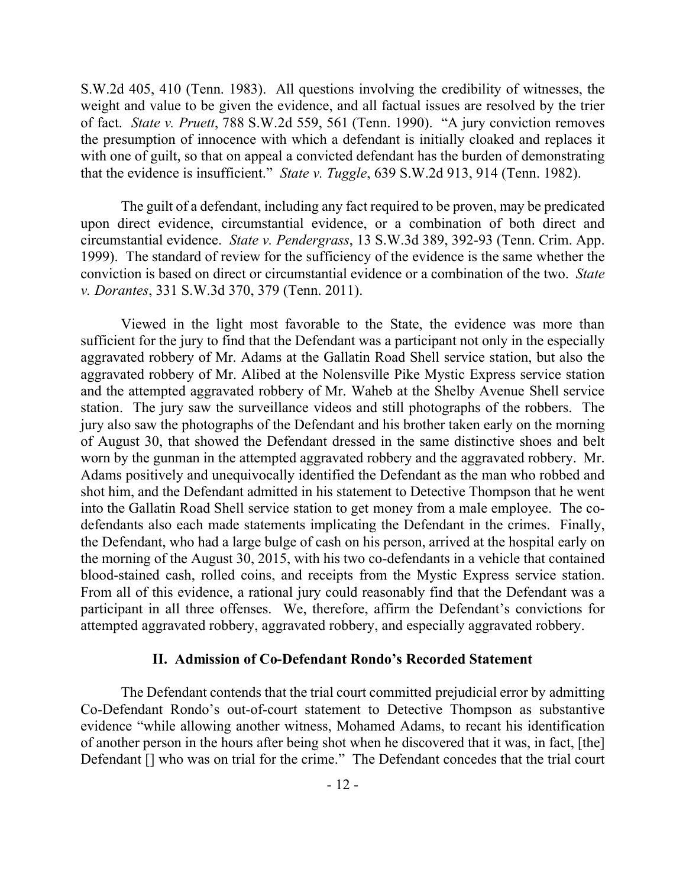S.W.2d 405, 410 (Tenn. 1983). All questions involving the credibility of witnesses, the weight and value to be given the evidence, and all factual issues are resolved by the trier of fact. *State v. Pruett*, 788 S.W.2d 559, 561 (Tenn. 1990). "A jury conviction removes the presumption of innocence with which a defendant is initially cloaked and replaces it with one of guilt, so that on appeal a convicted defendant has the burden of demonstrating that the evidence is insufficient." *State v. Tuggle*, 639 S.W.2d 913, 914 (Tenn. 1982).

The guilt of a defendant, including any fact required to be proven, may be predicated upon direct evidence, circumstantial evidence, or a combination of both direct and circumstantial evidence. *State v. Pendergrass*, 13 S.W.3d 389, 392-93 (Tenn. Crim. App. 1999). The standard of review for the sufficiency of the evidence is the same whether the conviction is based on direct or circumstantial evidence or a combination of the two. *State v. Dorantes*, 331 S.W.3d 370, 379 (Tenn. 2011).

Viewed in the light most favorable to the State, the evidence was more than sufficient for the jury to find that the Defendant was a participant not only in the especially aggravated robbery of Mr. Adams at the Gallatin Road Shell service station, but also the aggravated robbery of Mr. Alibed at the Nolensville Pike Mystic Express service station and the attempted aggravated robbery of Mr. Waheb at the Shelby Avenue Shell service station. The jury saw the surveillance videos and still photographs of the robbers. The jury also saw the photographs of the Defendant and his brother taken early on the morning of August 30, that showed the Defendant dressed in the same distinctive shoes and belt worn by the gunman in the attempted aggravated robbery and the aggravated robbery. Mr. Adams positively and unequivocally identified the Defendant as the man who robbed and shot him, and the Defendant admitted in his statement to Detective Thompson that he went into the Gallatin Road Shell service station to get money from a male employee. The co-defendants also each made statements implicating the Defendant in the crimes. Finally, the Defendant, who had a large bulge of cash on his person, arrived at the hospital early on the morning of the August 30, 2015, with his two co-defendants in a vehicle that contained blood-stained cash, rolled coins, and receipts from the Mystic Express service station. From all of this evidence, a rational jury could reasonably find that the Defendant was a participant in all three offenses. We, therefore, affirm the Defendant's convictions for attempted aggravated robbery, aggravated robbery, and especially aggravated robbery.

## II. Admission of Co-Defendant Rondo's Recorded Statement

The Defendant contends that the trial court committed prejudicial error by admitting Co-Defendant Rondo's out-of-court statement to Detective Thompson as substantive evidence "while allowing another witness, Mohamed Adams, to recant his identification of another person in the hours after being shot when he discovered that it was, in fact, [the] Defendant [] who was on trial for the crime." The Defendant concedes that the trial court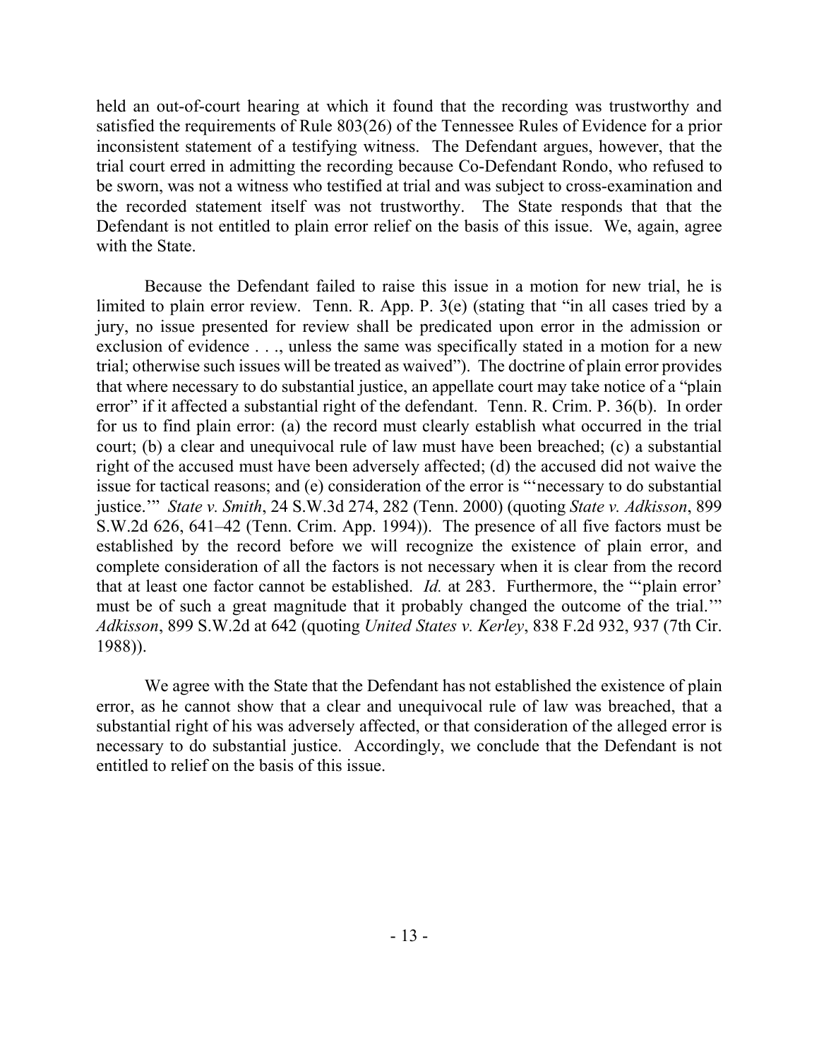held an out-of-court hearing at which it found that the recording was trustworthy and satisfied the requirements of Rule 803(26) of the Tennessee Rules of Evidence for a prior inconsistent statement of a testifying witness. The Defendant argues, however, that the trial court erred in admitting the recording because Co-Defendant Rondo, who refused to be sworn, was not a witness who testified at trial and was subject to cross-examination and the recorded statement itself was not trustworthy. The State responds that that the Defendant is not entitled to plain error relief on the basis of this issue. We, again, agree with the State.

Because the Defendant failed to raise this issue in a motion for new trial, he is limited to plain error review. Tenn. R. App. P. 3(e) (stating that "in all cases tried by a jury, no issue presented for review shall be predicated upon error in the admission or exclusion of evidence . . ., unless the same was specifically stated in a motion for a new trial; otherwise such issues will be treated as waived"). The doctrine of plain error provides that where necessary to do substantial justice, an appellate court may take notice of a "plain error" if it affected a substantial right of the defendant. Tenn. R. Crim. P. 36(b). In order for us to find plain error: (a) the record must clearly establish what occurred in the trial court; (b) a clear and unequivocal rule of law must have been breached; (c) a substantial right of the accused must have been adversely affected; (d) the accused did not waive the issue for tactical reasons; and (e) consideration of the error is "'necessary to do substantial justice.'" *State v. Smith*, 24 S.W.3d 274, 282 (Tenn. 2000) (quoting *State v. Adkisson*, 899 S.W.2d 626, 641–42 (Tenn. Crim. App. 1994)). The presence of all five factors must be established by the record before we will recognize the existence of plain error, and complete consideration of all the factors is not necessary when it is clear from the record that at least one factor cannot be established. *Id.* at 283. Furthermore, the "'plain error' must be of such a great magnitude that it probably changed the outcome of the trial.'" *Adkisson*, 899 S.W.2d at 642 (quoting *United States v. Kerley*, 838 F.2d 932, 937 (7th Cir. 1988)).

We agree with the State that the Defendant has not established the existence of plain error, as he cannot show that a clear and unequivocal rule of law was breached, that a substantial right of his was adversely affected, or that consideration of the alleged error is necessary to do substantial justice. Accordingly, we conclude that the Defendant is not entitled to relief on the basis of this issue.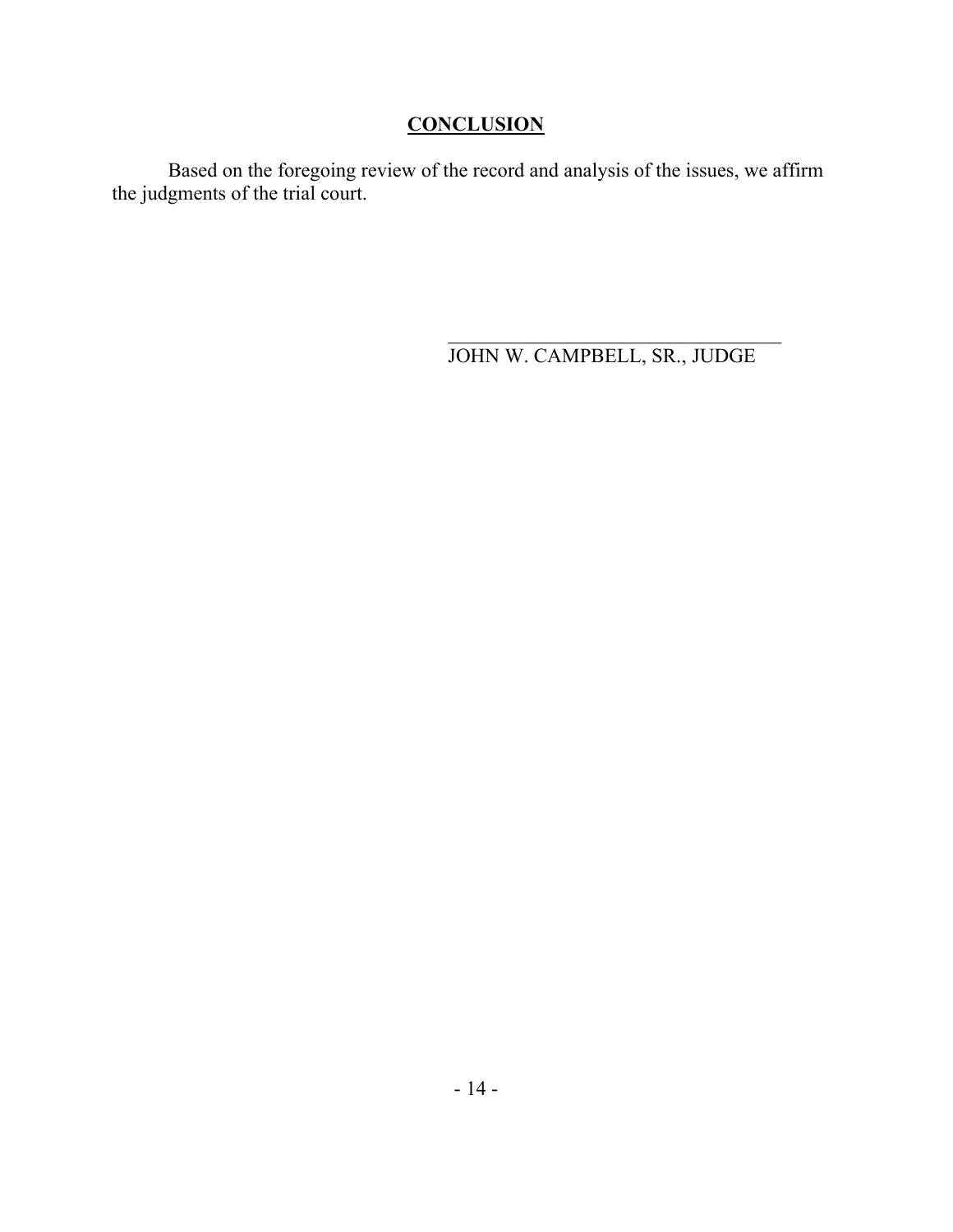## CONCLUSION

Based on the foregoing review of the record and analysis of the issues, we affirm the judgments of the trial court.

\_\_\_\_\_\_\_\_\_\_\_\_\_\_\_\_\_\_\_\_\_\_\_\_\_\_\_\_\_\_\_\_\_\_\_\_

JOHN W. CAMPBELL, SR., JUDGE